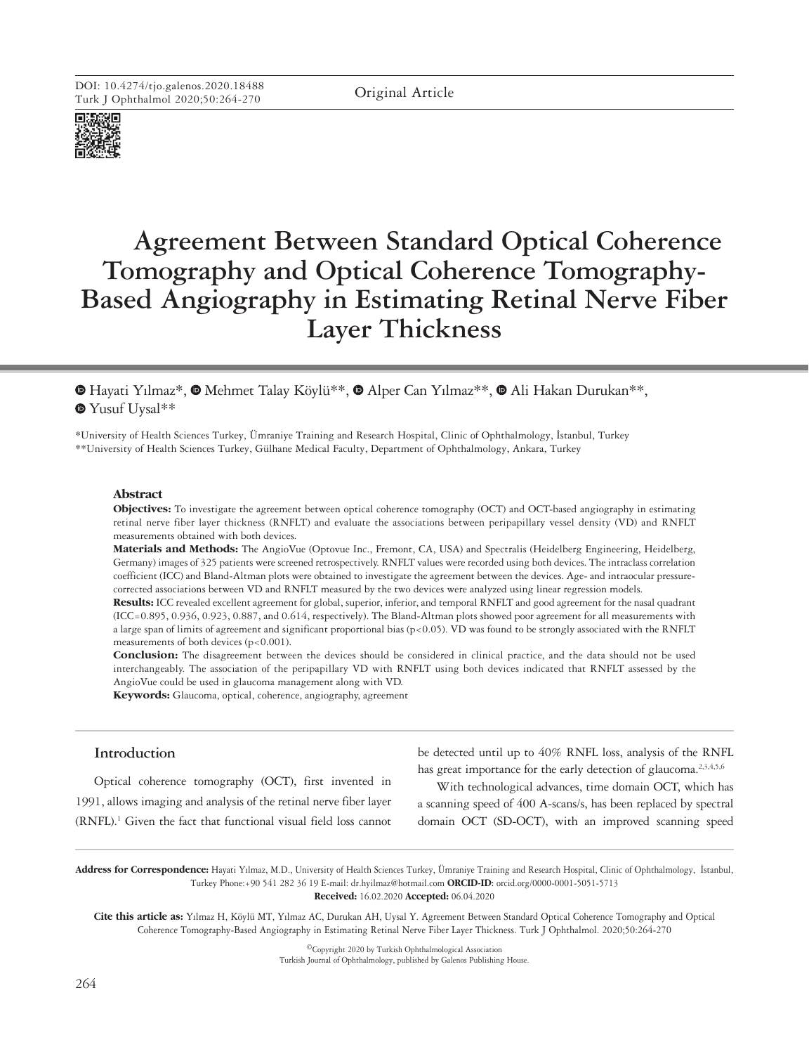DOI: 10.4274/tjo.galenos.2020.18488

Original Article

# Agreement Between Standard Optical Coherence Tomography and Optical Coherence Tomography-Based Angiography in Estimating Retinal Nerve Fiber Layer Thickness

Hayati Yılmaz*, Mehmet Talay Köylü**, Alper Can Yılmaz**, Ali Hakan Durukan**, Yusuf Uysal**

*University of Health Sciences Turkey, Ümraniye Training and Research Hospital, Clinic of Ophthalmology, İstanbul, Turkey
**University of Health Sciences Turkey, Gülhane Medical Faculty, Department of Ophthalmology, Ankara, Turkey

### Abstract

**Objectives:** To investigate the agreement between optical coherence tomography (OCT) and OCT-based angiography in estimating retinal nerve fiber layer thickness (RNFLT) and evaluate the associations between peripapillary vessel density (VD) and RNFLT measurements obtained with both devices.

**Materials and Methods:** The AngioVue (Optovue Inc., Fremont, CA, USA) and Spectralis (Heidelberg Engineering, Heidelberg, Germany) images of 325 patients were screened retrospectively. RNFLT values were recorded using both devices. The intraclass correlation coefficient (ICC) and Bland-Altman plots were obtained to investigate the agreement between the devices. Age- and intraocular pressure-corrected associations between VD and RNFLT measured by the two devices were analyzed using linear regression models.

**Results:** ICC revealed excellent agreement for global, superior, inferior, and temporal RNFLT and good agreement for the nasal quadrant (ICC=0.895, 0.936, 0.923, 0.887, and 0.614, respectively). The Bland-Altman plots showed poor agreement for all measurements with a large span of limits of agreement and significant proportional bias ($p<0.05$). VD was found to be strongly associated with the RNFLT measurements of both devices ($p<0.001$).

**Conclusion:** The disagreement between the devices should be considered in clinical practice, and the data should not be used interchangeably. The association of the peripapillary VD with RNFLT using both devices indicated that RNFLT assessed by the AngioVue could be used in glaucoma management along with VD.

**Keywords:** Glaucoma, optical, coherence, angiography, agreement

## Introduction

Optical coherence tomography (OCT), first invented in 1991, allows imaging and analysis of the retinal nerve fiber layer (RNFL).[1] Given the fact that functional visual field loss cannot be detected until up to 40% RNFL loss, analysis of the RNFL has great importance for the early detection of glaucoma.[2,3,4,5,6]

With technological advances, time domain OCT, which has a scanning speed of 400 A-scans/s, has been replaced by spectral domain OCT (SD-OCT), with an improved scanning speed

**Address for Correspondence:** Hayati Yılmaz, M.D., University of Health Sciences Turkey, Ümraniye Training and Research Hospital, Clinic of Ophthalmology, İstanbul, Turkey Phone:+90 541 282 36 19 E-mail: dr.hyilmaz@hotmail.com **ORCID-ID:** orcid.org/0000-0001-5051-5713
**Received:** 16.02.2020 **Accepted:** 06.04.2020

**Cite this article as:** Yılmaz H, Köylü MT, Yılmaz AC, Durukan AH, Uysal Y. Agreement Between Standard Optical Coherence Tomography and Optical Coherence Tomography-Based Angiography in Estimating Retinal Nerve Fiber Layer Thickness. Turk J Ophthalmol. 2020;50:264-270

©Copyright 2020 by Turkish Ophthalmological Association
Turkish Journal of Ophthalmology, published by Galenos Publishing House.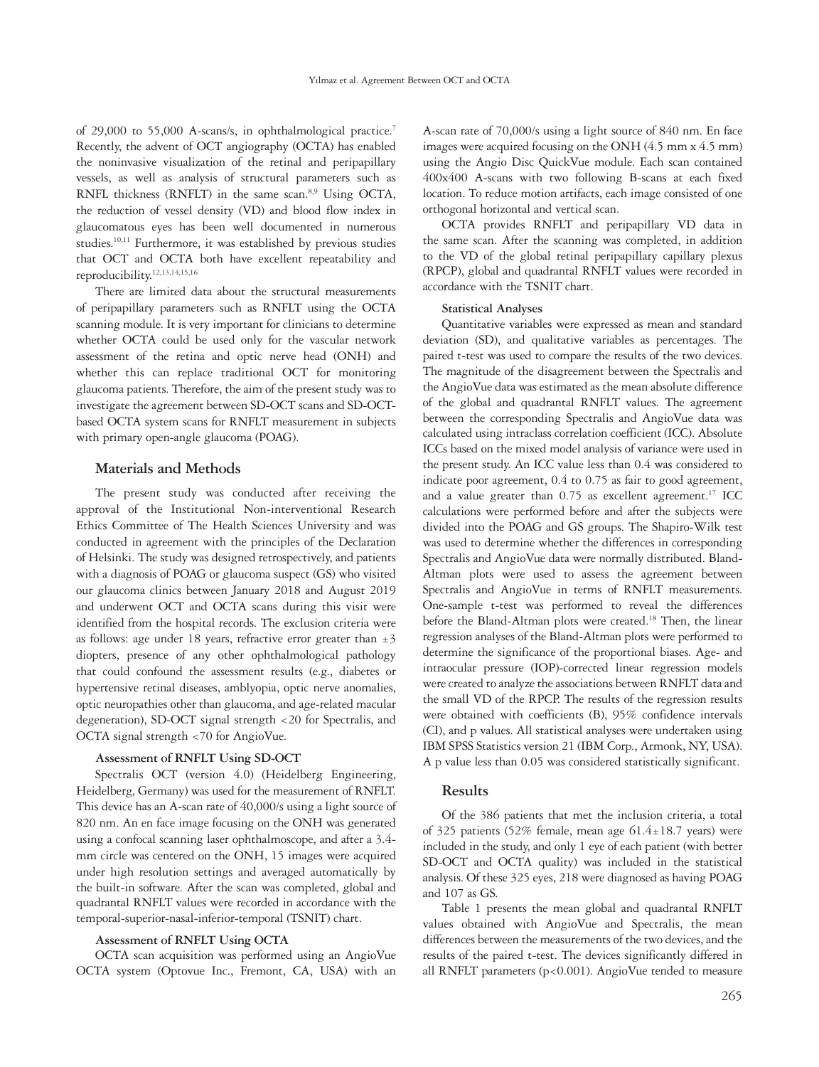of 29,000 to 55,000 A-scans/s, in ophthalmological practice.[7] Recently, the advent of OCT angiography (OCTA) has enabled the noninvasive visualization of the retinal and peripapillary vessels, as well as analysis of structural parameters such as RNFL thickness (RNFLT) in the same scan.[8,9] Using OCTA, the reduction of vessel density (VD) and blood flow index in glaucomatous eyes has been well documented in numerous studies.[10,11] Furthermore, it was established by previous studies that OCT and OCTA both have excellent repeatability and reproducibility.[12,13,14,15,16]

There are limited data about the structural measurements of peripapillary parameters such as RNFLT using the OCTA scanning module. It is very important for clinicians to determine whether OCTA could be used only for the vascular network assessment of the retina and optic nerve head (ONH) and whether this can replace traditional OCT for monitoring glaucoma patients. Therefore, the aim of the present study was to investigate the agreement between SD-OCT scans and SD-OCT-based OCTA system scans for RNFLT measurement in subjects with primary open-angle glaucoma (POAG).

## Materials and Methods

The present study was conducted after receiving the approval of the Institutional Non-interventional Research Ethics Committee of The Health Sciences University and was conducted in agreement with the principles of the Declaration of Helsinki. The study was designed retrospectively, and patients with a diagnosis of POAG or glaucoma suspect (GS) who visited our glaucoma clinics between January 2018 and August 2019 and underwent OCT and OCTA scans during this visit were identified from the hospital records. The exclusion criteria were as follows: age under 18 years, refractive error greater than ±3 diopters, presence of any other ophthalmological pathology that could confound the assessment results (e.g., diabetes or hypertensive retinal diseases, amblyopia, optic nerve anomalies, optic neuropathies other than glaucoma, and age-related macular degeneration), SD-OCT signal strength <20 for Spectralis, and OCTA signal strength <70 for AngioVue.

### Assessment of RNFLT Using SD-OCT

Spectralis OCT (version 4.0) (Heidelberg Engineering, Heidelberg, Germany) was used for the measurement of RNFLT. This device has an A-scan rate of 40,000/s using a light source of 820 nm. An en face image focusing on the ONH was generated using a confocal scanning laser ophthalmoscope, and after a 3.4-mm circle was centered on the ONH, 15 images were acquired under high resolution settings and averaged automatically by the built-in software. After the scan was completed, global and quadrantal RNFLT values were recorded in accordance with the temporal-superior-nasal-inferior-temporal (TSNIT) chart.

### Assessment of RNFLT Using OCTA

OCTA scan acquisition was performed using an AngioVue OCTA system (Optovue Inc., Fremont, CA, USA) with an A-scan rate of 70,000/s using a light source of 840 nm. En face images were acquired focusing on the ONH (4.5 mm x 4.5 mm) using the Angio Disc QuickVue module. Each scan contained 400x400 A-scans with two following B-scans at each fixed location. To reduce motion artifacts, each image consisted of one orthogonal horizontal and vertical scan.

OCTA provides RNFLT and peripapillary VD data in the same scan. After the scanning was completed, in addition to the VD of the global retinal peripapillary capillary plexus (RPCP), global and quadrantal RNFLT values were recorded in accordance with the TSNIT chart.

### Statistical Analyses

Quantitative variables were expressed as mean and standard deviation (SD), and qualitative variables as percentages. The paired t-test was used to compare the results of the two devices. The magnitude of the disagreement between the Spectralis and the AngioVue data was estimated as the mean absolute difference of the global and quadrantal RNFLT values. The agreement between the corresponding Spectralis and AngioVue data was calculated using intraclass correlation coefficient (ICC). Absolute ICCs based on the mixed model analysis of variance were used in the present study. An ICC value less than 0.4 was considered to indicate poor agreement, 0.4 to 0.75 as fair to good agreement, and a value greater than 0.75 as excellent agreement.[17] ICC calculations were performed before and after the subjects were divided into the POAG and GS groups. The Shapiro-Wilk test was used to determine whether the differences in corresponding Spectralis and AngioVue data were normally distributed. Bland-Altman plots were used to assess the agreement between Spectralis and AngioVue in terms of RNFLT measurements. One-sample t-test was performed to reveal the differences before the Bland-Altman plots were created.[18] Then, the linear regression analyses of the Bland-Altman plots were performed to determine the significance of the proportional biases. Age- and intraocular pressure (IOP)-corrected linear regression models were created to analyze the associations between RNFLT data and the small VD of the RPCP. The results of the regression results were obtained with coefficients (B), 95% confidence intervals (CI), and p values. All statistical analyses were undertaken using IBM SPSS Statistics version 21 (IBM Corp., Armonk, NY, USA). A p value less than 0.05 was considered statistically significant.

## Results

Of the 386 patients that met the inclusion criteria, a total of 325 patients (52% female, mean age 61.4±18.7 years) were included in the study, and only 1 eye of each patient (with better SD-OCT and OCTA quality) was included in the statistical analysis. Of these 325 eyes, 218 were diagnosed as having POAG and 107 as GS.

Table 1 presents the mean global and quadrantal RNFLT values obtained with AngioVue and Spectralis, the mean differences between the measurements of the two devices, and the results of the paired t-test. The devices significantly differed in all RNFLT parameters ($p<0.001$). AngioVue tended to measure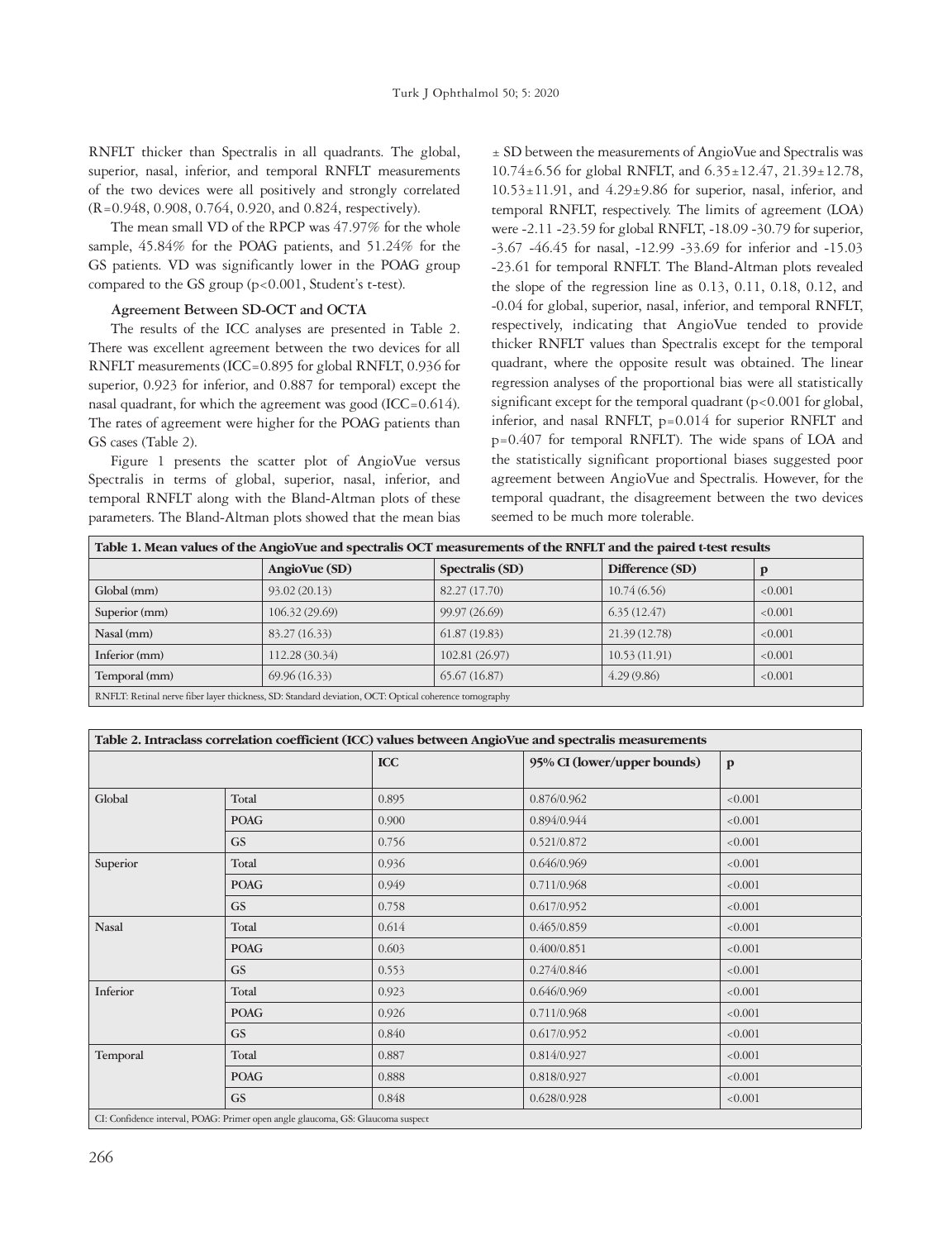RNFLT thicker than Spectralis in all quadrants. The global, superior, nasal, inferior, and temporal RNFLT measurements of the two devices were all positively and strongly correlated (R=0.948, 0.908, 0.764, 0.920, and 0.824, respectively).

The mean small VD of the RPCP was 47.97% for the whole sample, 45.84% for the POAG patients, and 51.24% for the GS patients. VD was significantly lower in the POAG group compared to the GS group (p<0.001, Student's t-test).

**Agreement Between SD-OCT and OCTA**

The results of the ICC analyses are presented in Table 2. There was excellent agreement between the two devices for all RNFLT measurements (ICC=0.895 for global RNFLT, 0.936 for superior, 0.923 for inferior, and 0.887 for temporal) except the nasal quadrant, for which the agreement was good (ICC=0.614). The rates of agreement were higher for the POAG patients than GS cases (Table 2).

Figure 1 presents the scatter plot of AngioVue versus Spectralis in terms of global, superior, nasal, inferior, and temporal RNFLT along with the Bland-Altman plots of these parameters. The Bland-Altman plots showed that the mean bias ± SD between the measurements of AngioVue and Spectralis was 10.74±6.56 for global RNFLT, and 6.35±12.47, 21.39±12.78, 10.53±11.91, and 4.29±9.86 for superior, nasal, inferior, and temporal RNFLT, respectively. The limits of agreement (LOA) were -2.11 -23.59 for global RNFLT, -18.09 -30.79 for superior, -3.67 -46.45 for nasal, -12.99 -33.69 for inferior and -15.03 -23.61 for temporal RNFLT. The Bland-Altman plots revealed the slope of the regression line as 0.13, 0.11, 0.18, 0.12, and -0.04 for global, superior, nasal, inferior, and temporal RNFLT, respectively, indicating that AngioVue tended to provide thicker RNFLT values than Spectralis except for the temporal quadrant, where the opposite result was obtained. The linear regression analyses of the proportional bias were all statistically significant except for the temporal quadrant (p<0.001 for global, inferior, and nasal RNFLT, p=0.014 for superior RNFLT and p=0.407 for temporal RNFLT). The wide spans of LOA and the statistically significant proportional biases suggested poor agreement between AngioVue and Spectralis. However, for the temporal quadrant, the disagreement between the two devices seemed to be much more tolerable.

**Table 1. Mean values of the AngioVue and spectralis OCT measurements of the RNFLT and the paired t-test results**

| | AngioVue (SD) | Spectralis (SD) | Difference (SD) | p |
|---|---|---|---|---|
| Global (mm) | 93.02 (20.13) | 82.27 (17.70) | 10.74 (6.56) | <0.001 |
| Superior (mm) | 106.32 (29.69) | 99.97 (26.69) | 6.35 (12.47) | <0.001 |
| Nasal (mm) | 83.27 (16.33) | 61.87 (19.83) | 21.39 (12.78) | <0.001 |
| Inferior (mm) | 112.28 (30.34) | 102.81 (26.97) | 10.53 (11.91) | <0.001 |
| Temporal (mm) | 69.96 (16.33) | 65.67 (16.87) | 4.29 (9.86) | <0.001 |

RNFLT: Retinal nerve fiber layer thickness, SD: Standard deviation, OCT: Optical coherence tomography

**Table 2. Intraclass correlation coefficient (ICC) values between AngioVue and spectralis measurements**

| | | ICC | 95% CI (lower/upper bounds) | p |
|---|---|---|---|---|
| Global | Total | 0.895 | 0.876/0.962 | <0.001 |
| | POAG | 0.900 | 0.894/0.944 | <0.001 |
| | GS | 0.756 | 0.521/0.872 | <0.001 |
| Superior | Total | 0.936 | 0.646/0.969 | <0.001 |
| | POAG | 0.949 | 0.711/0.968 | <0.001 |
| | GS | 0.758 | 0.617/0.952 | <0.001 |
| Nasal | Total | 0.614 | 0.465/0.859 | <0.001 |
| | POAG | 0.603 | 0.400/0.851 | <0.001 |
| | GS | 0.553 | 0.274/0.846 | <0.001 |
| Inferior | Total | 0.923 | 0.646/0.969 | <0.001 |
| | POAG | 0.926 | 0.711/0.968 | <0.001 |
| | GS | 0.840 | 0.617/0.952 | <0.001 |
| Temporal | Total | 0.887 | 0.814/0.927 | <0.001 |
| | POAG | 0.888 | 0.818/0.927 | <0.001 |
| | GS | 0.848 | 0.628/0.928 | <0.001 |

CI: Confidence interval, POAG: Primer open angle glaucoma, GS: Glaucoma suspect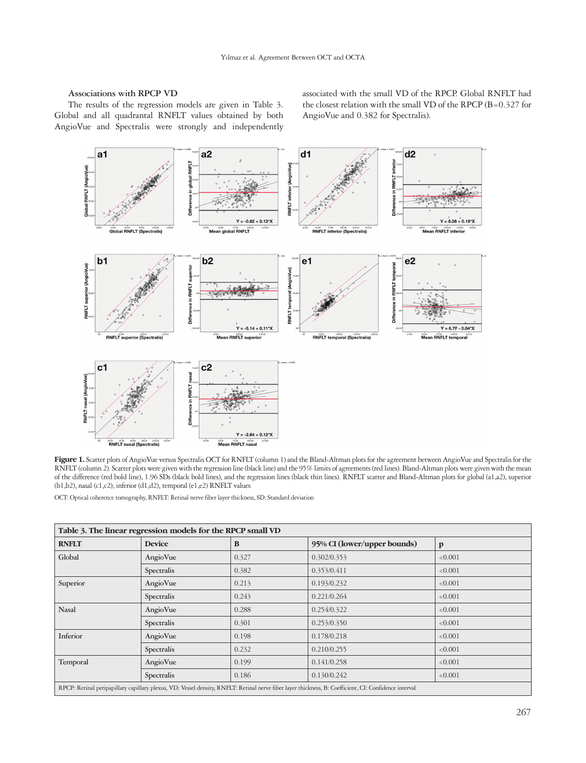### Associations with RPCP VD

The results of the regression models are given in Table 3. Global and all quadrantal RNFLT values obtained by both AngioVue and Spectralis were strongly and independently associated with the small VD of the RPCP. Global RNFLT had the closest relation with the small VD of the RPCP (B=0.327 for AngioVue and 0.382 for Spectralis).

**Figure 1.** Scatter plots of AngioVue versus Spectralis OCT for RNFLT (column 1) and the Bland-Altman plots for the agreement between AngioVue and Spectralis for the RNFLT (column 2). Scatter plots were given with the regression line (black line) and the 95% limits of agreements (red lines). Bland-Altman plots were given with the mean of the difference (red bold line), 1.96 SDs (black bold lines), and the regression lines (black thin lines). RNFLT scatter and Bland-Altman plots for global (a1,a2), superior (b1,b2), nasal (c1,c2), inferior (d1,d2), temporal (e1,e2) RNFLT values

OCT: Optical coherence tomography, RNFLT: Retinal nerve fiber layer thickness, SD: Standard deviation

**Table 3. The linear regression models for the RPCP small VD**

| RNFLT | Device | B | 95% CI (lower/upper bounds) | p |
|---|---|---|---|---|
| Global | AngioVue | 0.327 | 0.302/0.353 | <0.001 |
| | Spectralis | 0.382 | 0.353/0.411 | <0.001 |
| Superior | AngioVue | 0.213 | 0.193/0.232 | <0.001 |
| | Spectralis | 0.243 | 0.221/0.264 | <0.001 |
| Nasal | AngioVue | 0.288 | 0.254/0.322 | <0.001 |
| | Spectralis | 0.301 | 0.253/0.350 | <0.001 |
| Inferior | AngioVue | 0.198 | 0.178/0.218 | <0.001 |
| | Spectralis | 0.232 | 0.210/0.255 | <0.001 |
| Temporal | AngioVue | 0.199 | 0.141/0.258 | <0.001 |
| | Spectralis | 0.186 | 0.130/0.242 | <0.001 |

RPCP: Retinal peripapillary capillary plexus, VD: Vessel density, RNFLT: Retinal nerve fiber layer thickness, B: Coefficient, CI: Confidence interval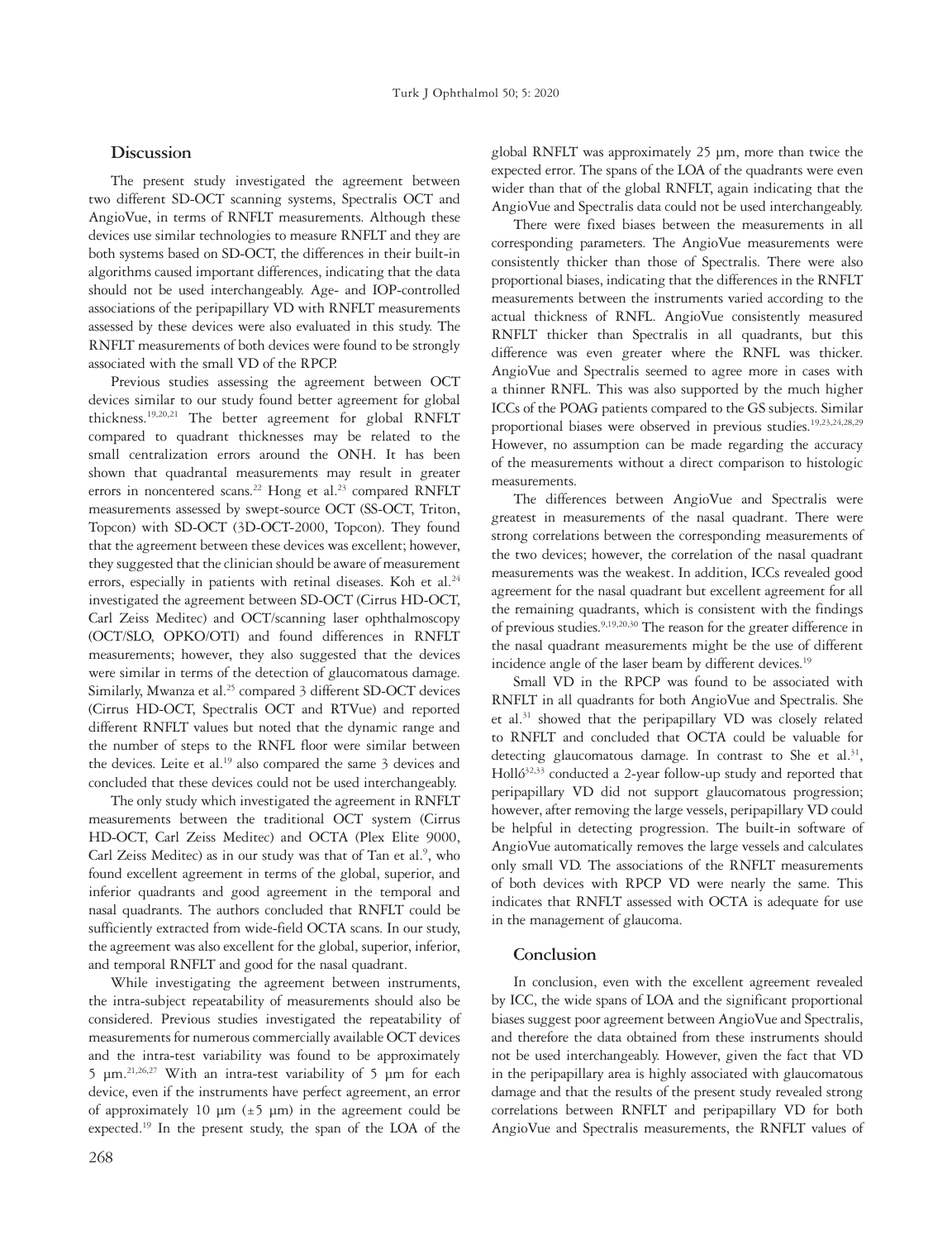## Discussion

The present study investigated the agreement between two different SD-OCT scanning systems, Spectralis OCT and AngioVue, in terms of RNFLT measurements. Although these devices use similar technologies to measure RNFLT and they are both systems based on SD-OCT, the differences in their built-in algorithms caused important differences, indicating that the data should not be used interchangeably. Age- and IOP-controlled associations of the peripapillary VD with RNFLT measurements assessed by these devices were also evaluated in this study. The RNFLT measurements of both devices were found to be strongly associated with the small VD of the RPCP.

Previous studies assessing the agreement between OCT devices similar to our study found better agreement for global thickness.[19,20,21] The better agreement for global RNFLT compared to quadrant thicknesses may be related to the small centralization errors around the ONH. It has been shown that quadrantal measurements may result in greater errors in noncentered scans.[22] Hong et al.[23] compared RNFLT measurements assessed by swept-source OCT (SS-OCT, Triton, Topcon) with SD-OCT (3D-OCT-2000, Topcon). They found that the agreement between these devices was excellent; however, they suggested that the clinician should be aware of measurement errors, especially in patients with retinal diseases. Koh et al.[24] investigated the agreement between SD-OCT (Cirrus HD-OCT, Carl Zeiss Meditec) and OCT/scanning laser ophthalmoscopy (OCT/SLO, OPKO/OTI) and found differences in RNFLT measurements; however, they also suggested that the devices were similar in terms of the detection of glaucomatous damage. Similarly, Mwanza et al.[25] compared 3 different SD-OCT devices (Cirrus HD-OCT, Spectralis OCT and RTVue) and reported different RNFLT values but noted that the dynamic range and the number of steps to the RNFL floor were similar between the devices. Leite et al.[19] also compared the same 3 devices and concluded that these devices could not be used interchangeably.

The only study which investigated the agreement in RNFLT measurements between the traditional OCT system (Cirrus HD-OCT, Carl Zeiss Meditec) and OCTA (Plex Elite 9000, Carl Zeiss Meditec) as in our study was that of Tan et al.[9], who found excellent agreement in terms of the global, superior, and inferior quadrants and good agreement in the temporal and nasal quadrants. The authors concluded that RNFLT could be sufficiently extracted from wide-field OCTA scans. In our study, the agreement was also excellent for the global, superior, inferior, and temporal RNFLT and good for the nasal quadrant.

While investigating the agreement between instruments, the intra-subject repeatability of measurements should also be considered. Previous studies investigated the repeatability of measurements for numerous commercially available OCT devices and the intra-test variability was found to be approximately 5 µm.[21,26,27] With an intra-test variability of 5 µm for each device, even if the instruments have perfect agreement, an error of approximately 10 µm (±5 µm) in the agreement could be expected.[19] In the present study, the span of the LOA of the global RNFLT was approximately 25 µm, more than twice the expected error. The spans of the LOA of the quadrants were even wider than that of the global RNFLT, again indicating that the AngioVue and Spectralis data could not be used interchangeably.

There were fixed biases between the measurements in all corresponding parameters. The AngioVue measurements were consistently thicker than those of Spectralis. There were also proportional biases, indicating that the differences in the RNFLT measurements between the instruments varied according to the actual thickness of RNFL. AngioVue consistently measured RNFLT thicker than Spectralis in all quadrants, but this difference was even greater where the RNFL was thicker. AngioVue and Spectralis seemed to agree more in cases with a thinner RNFL. This was also supported by the much higher ICCs of the POAG patients compared to the GS subjects. Similar proportional biases were observed in previous studies.[19,23,24,28,29] However, no assumption can be made regarding the accuracy of the measurements without a direct comparison to histologic measurements.

The differences between AngioVue and Spectralis were greatest in measurements of the nasal quadrant. There were strong correlations between the corresponding measurements of the two devices; however, the correlation of the nasal quadrant measurements was the weakest. In addition, ICCs revealed good agreement for the nasal quadrant but excellent agreement for all the remaining quadrants, which is consistent with the findings of previous studies.[9,19,20,30] The reason for the greater difference in the nasal quadrant measurements might be the use of different incidence angle of the laser beam by different devices.[19]

Small VD in the RPCP was found to be associated with RNFLT in all quadrants for both AngioVue and Spectralis. She et al.[31] showed that the peripapillary VD was closely related to RNFLT and concluded that OCTA could be valuable for detecting glaucomatous damage. In contrast to She et al.[31], Holló[32,33] conducted a 2-year follow-up study and reported that peripapillary VD did not support glaucomatous progression; however, after removing the large vessels, peripapillary VD could be helpful in detecting progression. The built-in software of AngioVue automatically removes the large vessels and calculates only small VD. The associations of the RNFLT measurements of both devices with RPCP VD were nearly the same. This indicates that RNFLT assessed with OCTA is adequate for use in the management of glaucoma.

## Conclusion

In conclusion, even with the excellent agreement revealed by ICC, the wide spans of LOA and the significant proportional biases suggest poor agreement between AngioVue and Spectralis, and therefore the data obtained from these instruments should not be used interchangeably. However, given the fact that VD in the peripapillary area is highly associated with glaucomatous damage and that the results of the present study revealed strong correlations between RNFLT and peripapillary VD for both AngioVue and Spectralis measurements, the RNFLT values of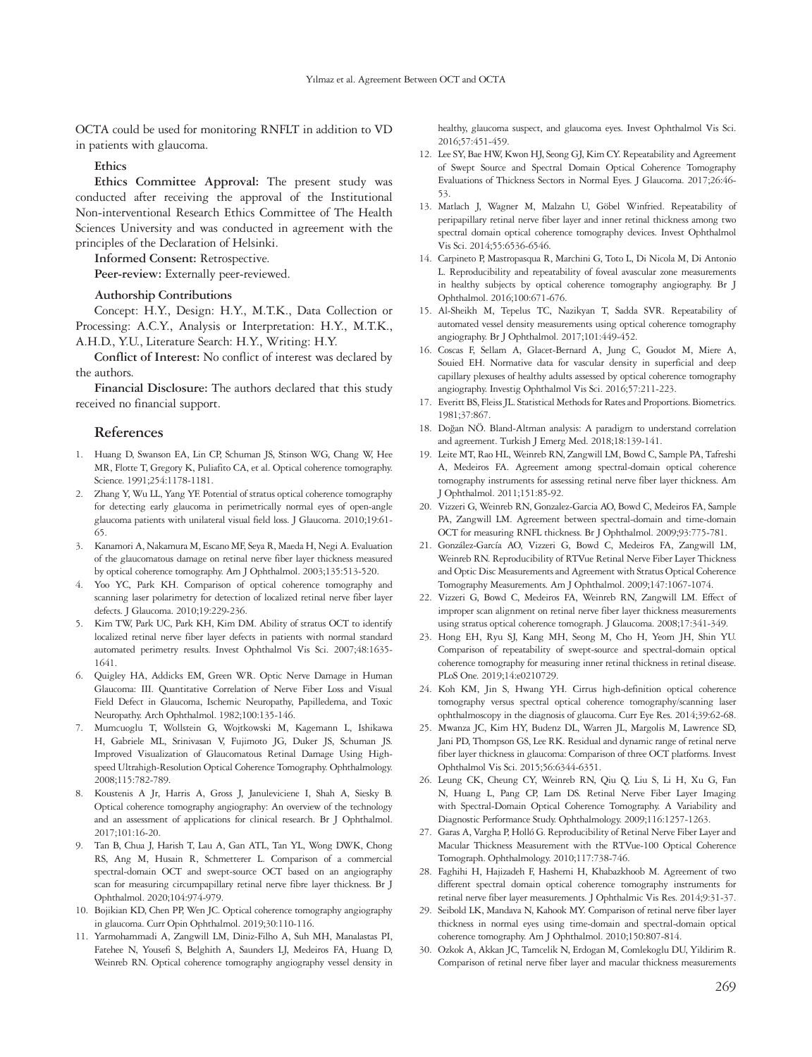OCTA could be used for monitoring RNFLT in addition to VD in patients with glaucoma.

### Ethics

**Ethics Committee Approval:** The present study was conducted after receiving the approval of the Institutional Non-interventional Research Ethics Committee of The Health Sciences University and was conducted in agreement with the principles of the Declaration of Helsinki.

**Informed Consent:** Retrospective.

**Peer-review:** Externally peer-reviewed.

### Authorship Contributions

Concept: H.Y., Design: H.Y., M.T.K., Data Collection or Processing: A.C.Y., Analysis or Interpretation: H.Y., M.T.K., A.H.D., Y.U., Literature Search: H.Y., Writing: H.Y.

**Conflict of Interest:** No conflict of interest was declared by the authors.

**Financial Disclosure:** The authors declared that this study received no financial support.

## References

1. Huang D, Swanson EA, Lin CP, Schuman JS, Stinson WG, Chang W, Hee MR, Flotte T, Gregory K, Puliafito CA, et al. Optical coherence tomography. Science. 1991;254:1178-1181.
2. Zhang Y, Wu LL, Yang YF. Potential of stratus optical coherence tomography for detecting early glaucoma in perimetrically normal eyes of open-angle glaucoma patients with unilateral visual field loss. J Glaucoma. 2010;19:61-65.
3. Kanamori A, Nakamura M, Escano MF, Seya R, Maeda H, Negi A. Evaluation of the glaucomatous damage on retinal nerve fiber layer thickness measured by optical coherence tomography. Am J Ophthalmol. 2003;135:513-520.
4. Yoo YC, Park KH. Comparison of optical coherence tomography and scanning laser polarimetry for detection of localized retinal nerve fiber layer defects. J Glaucoma. 2010;19:229-236.
5. Kim TW, Park UC, Park KH, Kim DM. Ability of stratus OCT to identify localized retinal nerve fiber layer defects in patients with normal standard automated perimetry results. Invest Ophthalmol Vis Sci. 2007;48:1635-1641.
6. Quigley HA, Addicks EM, Green WR. Optic Nerve Damage in Human Glaucoma: III. Quantitative Correlation of Nerve Fiber Loss and Visual Field Defect in Glaucoma, Ischemic Neuropathy, Papilledema, and Toxic Neuropathy. Arch Ophthalmol. 1982;100:135-146.
7. Mumcuoglu T, Wollstein G, Wojtkowski M, Kagemann L, Ishikawa H, Gabriele ML, Srinivasan V, Fujimoto JG, Duker JS, Schuman JS. Improved Visualization of Glaucomatous Retinal Damage Using High-speed Ultrahigh-Resolution Optical Coherence Tomography. Ophthalmology. 2008;115:782-789.
8. Koustenis A Jr, Harris A, Gross J, Januleviciene I, Shah A, Siesky B. Optical coherence tomography angiography: An overview of the technology and an assessment of applications for clinical research. Br J Ophthalmol. 2017;101:16-20.
9. Tan B, Chua J, Harish T, Lau A, Gan ATL, Tan YL, Wong DWK, Chong RS, Ang M, Husain R, Schmetterer L. Comparison of a commercial spectral-domain OCT and swept-source OCT based on an angiography scan for measuring circumpapillary retinal nerve fibre layer thickness. Br J Ophthalmol. 2020;104:974-979.
10. Bojikian KD, Chen PP, Wen JC. Optical coherence tomography angiography in glaucoma. Curr Opin Ophthalmol. 2019;30:110-116.
11. Yarmohammadi A, Zangwill LM, Diniz-Filho A, Suh MH, Manalastas PI, Fatehee N, Yousefi S, Belghith A, Saunders LJ, Medeiros FA, Huang D, Weinreb RN. Optical coherence tomography angiography vessel density in healthy, glaucoma suspect, and glaucoma eyes. Invest Ophthalmol Vis Sci. 2016;57:451-459.
12. Lee SY, Bae HW, Kwon HJ, Seong GJ, Kim CY. Repeatability and Agreement of Swept Source and Spectral Domain Optical Coherence Tomography Evaluations of Thickness Sectors in Normal Eyes. J Glaucoma. 2017;26:46-53.
13. Matlach J, Wagner M, Malzahn U, Göbel Winfried. Repeatability of peripapillary retinal nerve fiber layer and inner retinal thickness among two spectral domain optical coherence tomography devices. Invest Ophthalmol Vis Sci. 2014;55:6536-6546.
14. Carpineto P, Mastropasqua R, Marchini G, Toto L, Di Nicola M, Di Antonio L. Reproducibility and repeatability of foveal avascular zone measurements in healthy subjects by optical coherence tomography angiography. Br J Ophthalmol. 2016;100:671-676.
15. Al-Sheikh M, Tepelus TC, Nazikyan T, Sadda SVR. Repeatability of automated vessel density measurements using optical coherence tomography angiography. Br J Ophthalmol. 2017;101:449-452.
16. Coscas F, Sellam A, Glacet-Bernard A, Jung C, Goudot M, Miere A, Souied EH. Normative data for vascular density in superficial and deep capillary plexuses of healthy adults assessed by optical coherence tomography angiography. Investig Ophthalmol Vis Sci. 2016;57:211-223.
17. Everitt BS, Fleiss JL. Statistical Methods for Rates and Proportions. Biometrics. 1981;37:867.
18. Doğan NÖ. Bland-Altman analysis: A paradigm to understand correlation and agreement. Turkish J Emerg Med. 2018;18:139-141.
19. Leite MT, Rao HL, Weinreb RN, Zangwill LM, Bowd C, Sample PA, Tafreshi A, Medeiros FA. Agreement among spectral-domain optical coherence tomography instruments for assessing retinal nerve fiber layer thickness. Am J Ophthalmol. 2011;151:85-92.
20. Vizzeri G, Weinreb RN, Gonzalez-Garcia AO, Bowd C, Medeiros FA, Sample PA, Zangwill LM. Agreement between spectral-domain and time-domain OCT for measuring RNFL thickness. Br J Ophthalmol. 2009;93:775-781.
21. González-García AO, Vizzeri G, Bowd C, Medeiros FA, Zangwill LM, Weinreb RN. Reproducibility of RTVue Retinal Nerve Fiber Layer Thickness and Optic Disc Measurements and Agreement with Stratus Optical Coherence Tomography Measurements. Am J Ophthalmol. 2009;147:1067-1074.
22. Vizzeri G, Bowd C, Medeiros FA, Weinreb RN, Zangwill LM. Effect of improper scan alignment on retinal nerve fiber layer thickness measurements using stratus optical coherence tomograph. J Glaucoma. 2008;17:341-349.
23. Hong EH, Ryu SJ, Kang MH, Seong M, Cho H, Yeom JH, Shin YU. Comparison of repeatability of swept-source and spectral-domain optical coherence tomography for measuring inner retinal thickness in retinal disease. PLoS One. 2019;14:e0210729.
24. Koh KM, Jin S, Hwang YH. Cirrus high-definition optical coherence tomography versus spectral optical coherence tomography/scanning laser ophthalmoscopy in the diagnosis of glaucoma. Curr Eye Res. 2014;39:62-68.
25. Mwanza JC, Kim HY, Budenz DL, Warren JL, Margolis M, Lawrence SD, Jani PD, Thompson GS, Lee RK. Residual and dynamic range of retinal nerve fiber layer thickness in glaucoma: Comparison of three OCT platforms. Invest Ophthalmol Vis Sci. 2015;56:6344-6351.
26. Leung CK, Cheung CY, Weinreb RN, Qiu Q, Liu S, Li H, Xu G, Fan N, Huang L, Pang CP, Lam DS. Retinal Nerve Fiber Layer Imaging with Spectral-Domain Optical Coherence Tomography. A Variability and Diagnostic Performance Study. Ophthalmology. 2009;116:1257-1263.
27. Garas A, Vargha P, Holló G. Reproducibility of Retinal Nerve Fiber Layer and Macular Thickness Measurement with the RTVue-100 Optical Coherence Tomograph. Ophthalmology. 2010;117:738-746.
28. Faghihi H, Hajizadeh F, Hashemi H, Khabazkhoob M. Agreement of two different spectral domain optical coherence tomography instruments for retinal nerve fiber layer measurements. J Ophthalmic Vis Res. 2014;9:31-37.
29. Seibold LK, Mandava N, Kahook MY. Comparison of retinal nerve fiber layer thickness in normal eyes using time-domain and spectral-domain optical coherence tomography. Am J Ophthalmol. 2010;150:807-814.
30. Ozkok A, Akkan JC, Tamcelik N, Erdogan M, Comlekoglu DU, Yildirim R. Comparison of retinal nerve fiber layer and macular thickness measurements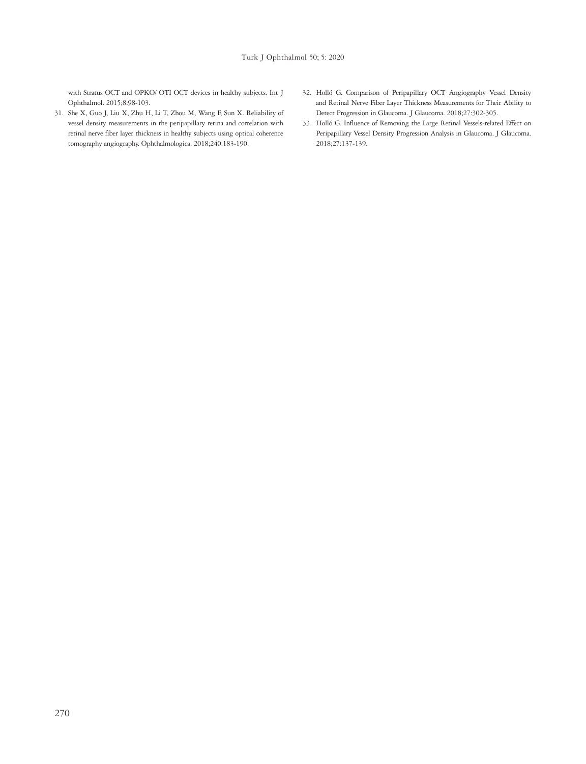with Stratus OCT and OPKO/ OTI OCT devices in healthy subjects. Int J Ophthalmol. 2015;8:98-103.

31. She X, Guo J, Liu X, Zhu H, Li T, Zhou M, Wang F, Sun X. Reliability of vessel density measurements in the peripapillary retina and correlation with retinal nerve fiber layer thickness in healthy subjects using optical coherence tomography angiography. Ophthalmologica. 2018;240:183-190.
32. Holló G. Comparison of Peripapillary OCT Angiography Vessel Density and Retinal Nerve Fiber Layer Thickness Measurements for Their Ability to Detect Progression in Glaucoma. J Glaucoma. 2018;27:302-305.
33. Holló G. Influence of Removing the Large Retinal Vessels-related Effect on Peripapillary Vessel Density Progression Analysis in Glaucoma. J Glaucoma. 2018;27:137-139.